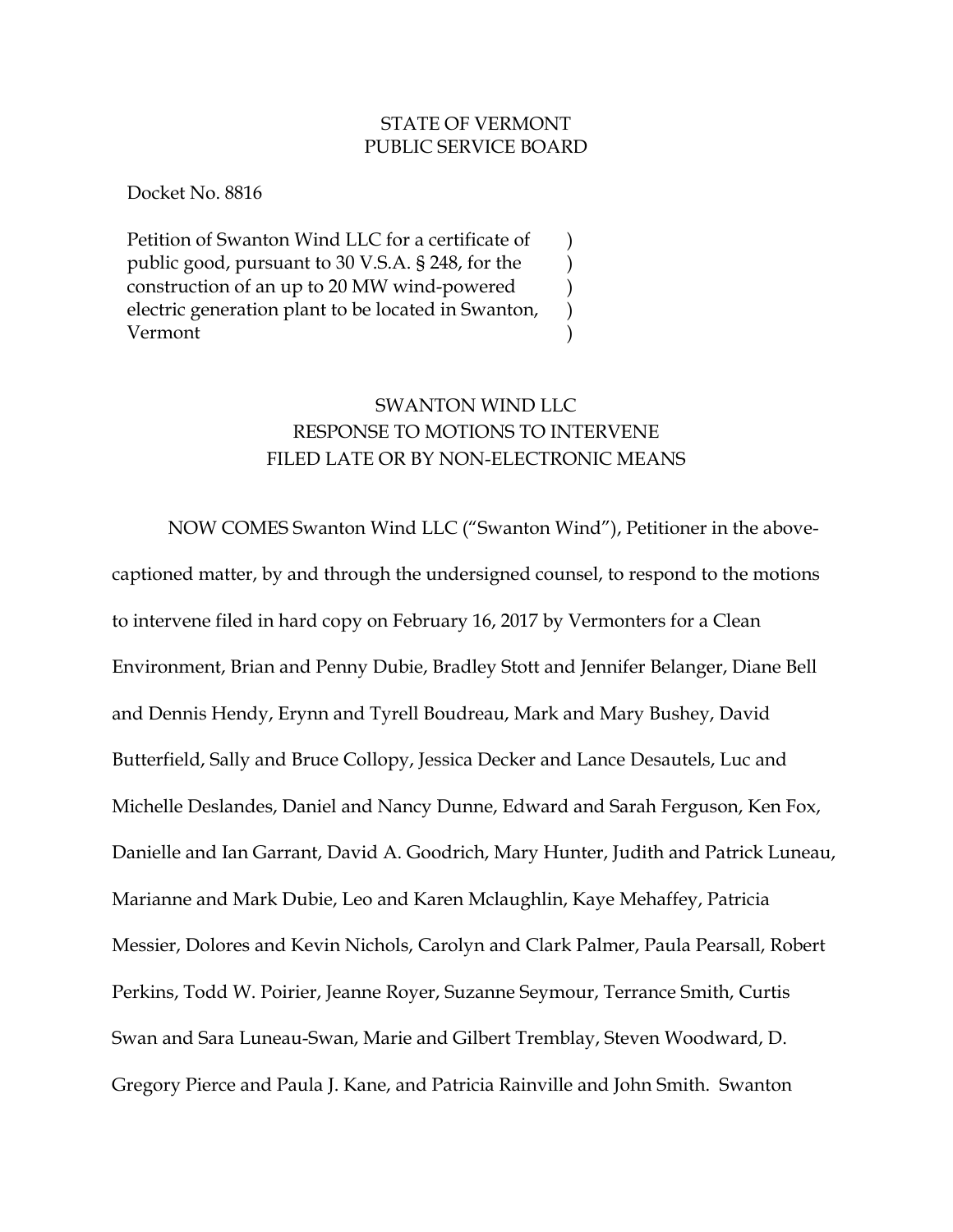STATE OF VERMONT
PUBLIC SERVICE BOARD

Docket No. 8816

Petition of Swanton Wind LLC for a certificate of public good, pursuant to 30 V.S.A. § 248, for the construction of an up to 20 MW wind-powered electric generation plant to be located in Swanton, Vermont )

SWANTON WIND LLC
RESPONSE TO MOTIONS TO INTERVENE
FILED LATE OR BY NON-ELECTRONIC MEANS

NOW COMES Swanton Wind LLC ("Swanton Wind"), Petitioner in the above-captioned matter, by and through the undersigned counsel, to respond to the motions to intervene filed in hard copy on February 16, 2017 by Vermonters for a Clean Environment, Brian and Penny Dubie, Bradley Stott and Jennifer Belanger, Diane Bell and Dennis Hendy, Erynn and Tyrell Boudreau, Mark and Mary Bushey, David Butterfield, Sally and Bruce Collopy, Jessica Decker and Lance Desautels, Luc and Michelle Deslandes, Daniel and Nancy Dunne, Edward and Sarah Ferguson, Ken Fox, Danielle and Ian Garrant, David A. Goodrich, Mary Hunter, Judith and Patrick Luneau, Marianne and Mark Dubie, Leo and Karen Mclaughlin, Kaye Mehaffey, Patricia Messier, Dolores and Kevin Nichols, Carolyn and Clark Palmer, Paula Pearsall, Robert Perkins, Todd W. Poirier, Jeanne Royer, Suzanne Seymour, Terrance Smith, Curtis Swan and Sara Luneau-Swan, Marie and Gilbert Tremblay, Steven Woodward, D. Gregory Pierce and Paula J. Kane, and Patricia Rainville and John Smith. Swanton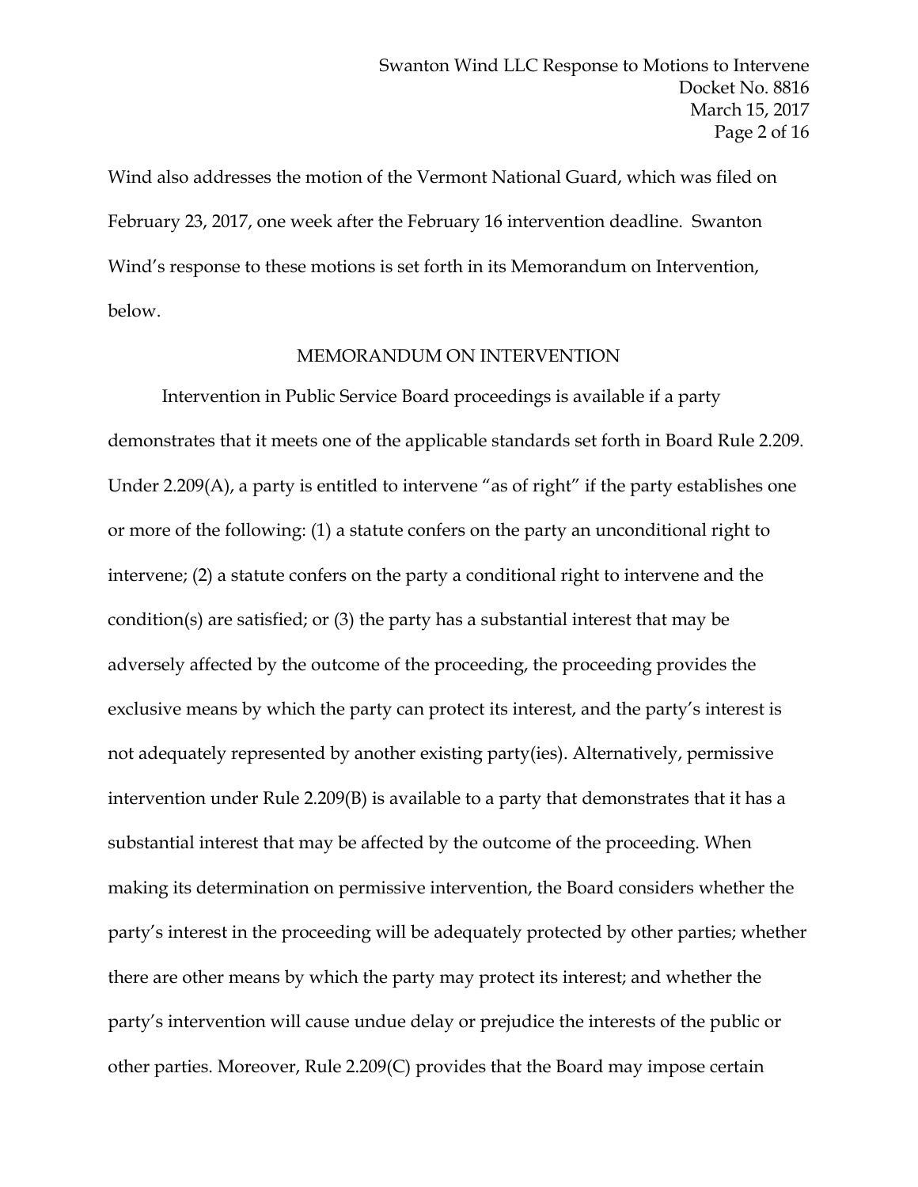Wind also addresses the motion of the Vermont National Guard, which was filed on February 23, 2017, one week after the February 16 intervention deadline. Swanton Wind's response to these motions is set forth in its Memorandum on Intervention, below.

## MEMORANDUM ON INTERVENTION

Intervention in Public Service Board proceedings is available if a party demonstrates that it meets one of the applicable standards set forth in Board Rule 2.209. Under 2.209(A), a party is entitled to intervene "as of right" if the party establishes one or more of the following: (1) a statute confers on the party an unconditional right to intervene; (2) a statute confers on the party a conditional right to intervene and the condition(s) are satisfied; or (3) the party has a substantial interest that may be adversely affected by the outcome of the proceeding, the proceeding provides the exclusive means by which the party can protect its interest, and the party's interest is not adequately represented by another existing party(ies). Alternatively, permissive intervention under Rule 2.209(B) is available to a party that demonstrates that it has a substantial interest that may be affected by the outcome of the proceeding. When making its determination on permissive intervention, the Board considers whether the party's interest in the proceeding will be adequately protected by other parties; whether there are other means by which the party may protect its interest; and whether the party's intervention will cause undue delay or prejudice the interests of the public or other parties. Moreover, Rule 2.209(C) provides that the Board may impose certain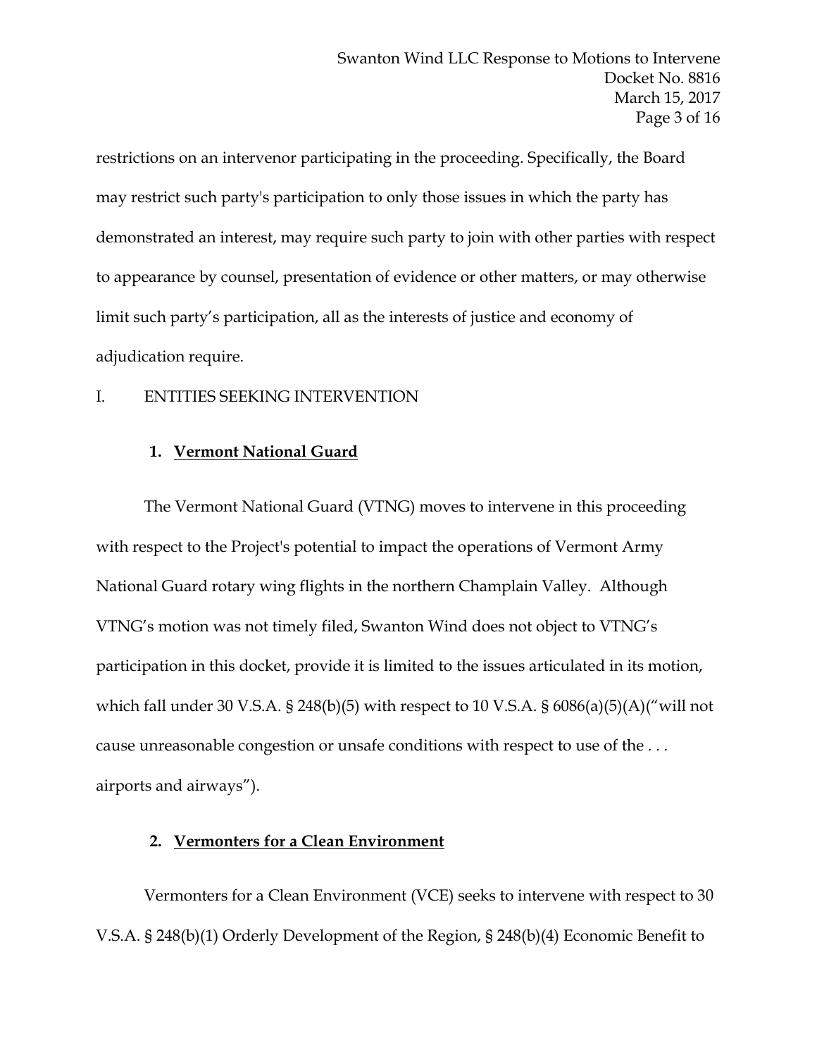restrictions on an intervenor participating in the proceeding. Specifically, the Board may restrict such party's participation to only those issues in which the party has demonstrated an interest, may require such party to join with other parties with respect to appearance by counsel, presentation of evidence or other matters, or may otherwise limit such party's participation, all as the interests of justice and economy of adjudication require.

## I. ENTITIES SEEKING INTERVENTION

### 1. <u>Vermont National Guard</u>

The Vermont National Guard (VTNG) moves to intervene in this proceeding with respect to the Project's potential to impact the operations of Vermont Army National Guard rotary wing flights in the northern Champlain Valley. Although VTNG's motion was not timely filed, Swanton Wind does not object to VTNG's participation in this docket, provide it is limited to the issues articulated in its motion, which fall under 30 V.S.A. § 248(b)(5) with respect to 10 V.S.A. § 6086(a)(5)(A)("will not cause unreasonable congestion or unsafe conditions with respect to use of the . . . airports and airways").

### 2. <u>Vermonters for a Clean Environment</u>

Vermonters for a Clean Environment (VCE) seeks to intervene with respect to 30 V.S.A. § 248(b)(1) Orderly Development of the Region, § 248(b)(4) Economic Benefit to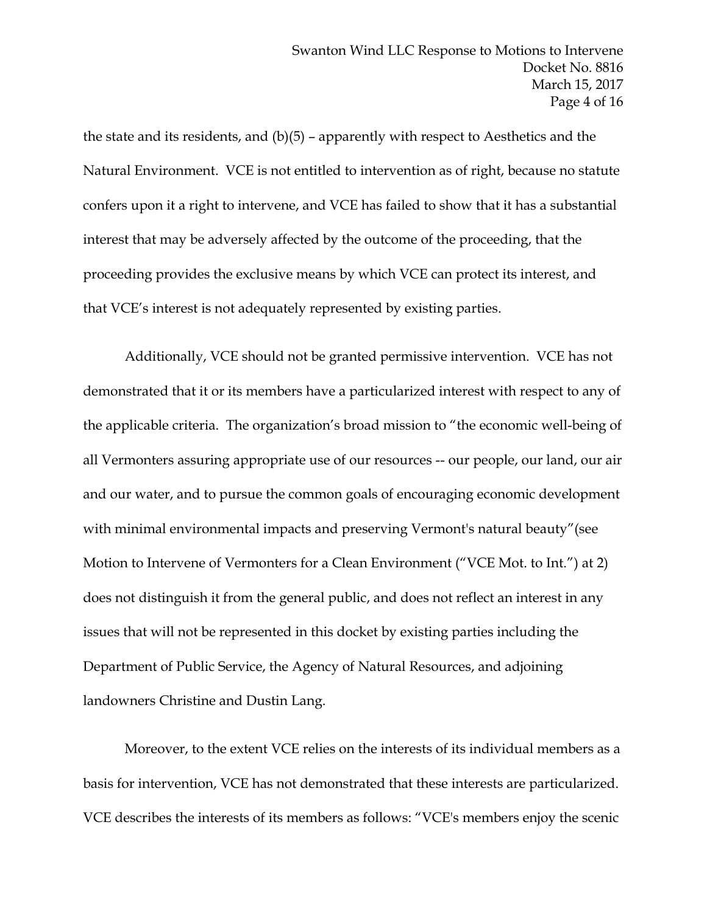the state and its residents, and (b)(5) – apparently with respect to Aesthetics and the Natural Environment. VCE is not entitled to intervention as of right, because no statute confers upon it a right to intervene, and VCE has failed to show that it has a substantial interest that may be adversely affected by the outcome of the proceeding, that the proceeding provides the exclusive means by which VCE can protect its interest, and that VCE's interest is not adequately represented by existing parties.

Additionally, VCE should not be granted permissive intervention. VCE has not demonstrated that it or its members have a particularized interest with respect to any of the applicable criteria. The organization's broad mission to "the economic well-being of all Vermonters assuring appropriate use of our resources -- our people, our land, our air and our water, and to pursue the common goals of encouraging economic development with minimal environmental impacts and preserving Vermont's natural beauty"(see Motion to Intervene of Vermonters for a Clean Environment ("VCE Mot. to Int.") at 2) does not distinguish it from the general public, and does not reflect an interest in any issues that will not be represented in this docket by existing parties including the Department of Public Service, the Agency of Natural Resources, and adjoining landowners Christine and Dustin Lang.

Moreover, to the extent VCE relies on the interests of its individual members as a basis for intervention, VCE has not demonstrated that these interests are particularized. VCE describes the interests of its members as follows: "VCE's members enjoy the scenic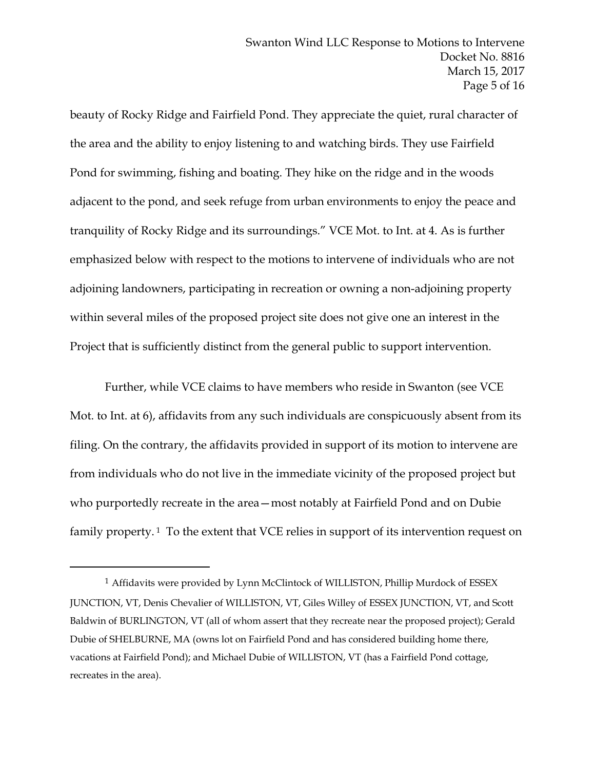beauty of Rocky Ridge and Fairfield Pond. They appreciate the quiet, rural character of the area and the ability to enjoy listening to and watching birds. They use Fairfield Pond for swimming, fishing and boating. They hike on the ridge and in the woods adjacent to the pond, and seek refuge from urban environments to enjoy the peace and tranquility of Rocky Ridge and its surroundings." VCE Mot. to Int. at 4. As is further emphasized below with respect to the motions to intervene of individuals who are not adjoining landowners, participating in recreation or owning a non-adjoining property within several miles of the proposed project site does not give one an interest in the Project that is sufficiently distinct from the general public to support intervention.

Further, while VCE claims to have members who reside in Swanton (see VCE Mot. to Int. at 6), affidavits from any such individuals are conspicuously absent from its filing. On the contrary, the affidavits provided in support of its motion to intervene are from individuals who do not live in the immediate vicinity of the proposed project but who purportedly recreate in the area—most notably at Fairfield Pond and on Dubie family property.[1] To the extent that VCE relies in support of its intervention request on

---

[1] Affidavits were provided by Lynn McClintock of WILLISTON, Phillip Murdock of ESSEX JUNCTION, VT, Denis Chevalier of WILLISTON, VT, Giles Willey of ESSEX JUNCTION, VT, and Scott Baldwin of BURLINGTON, VT (all of whom assert that they recreate near the proposed project); Gerald Dubie of SHELBURNE, MA (owns lot on Fairfield Pond and has considered building home there, vacations at Fairfield Pond); and Michael Dubie of WILLISTON, VT (has a Fairfield Pond cottage, recreates in the area).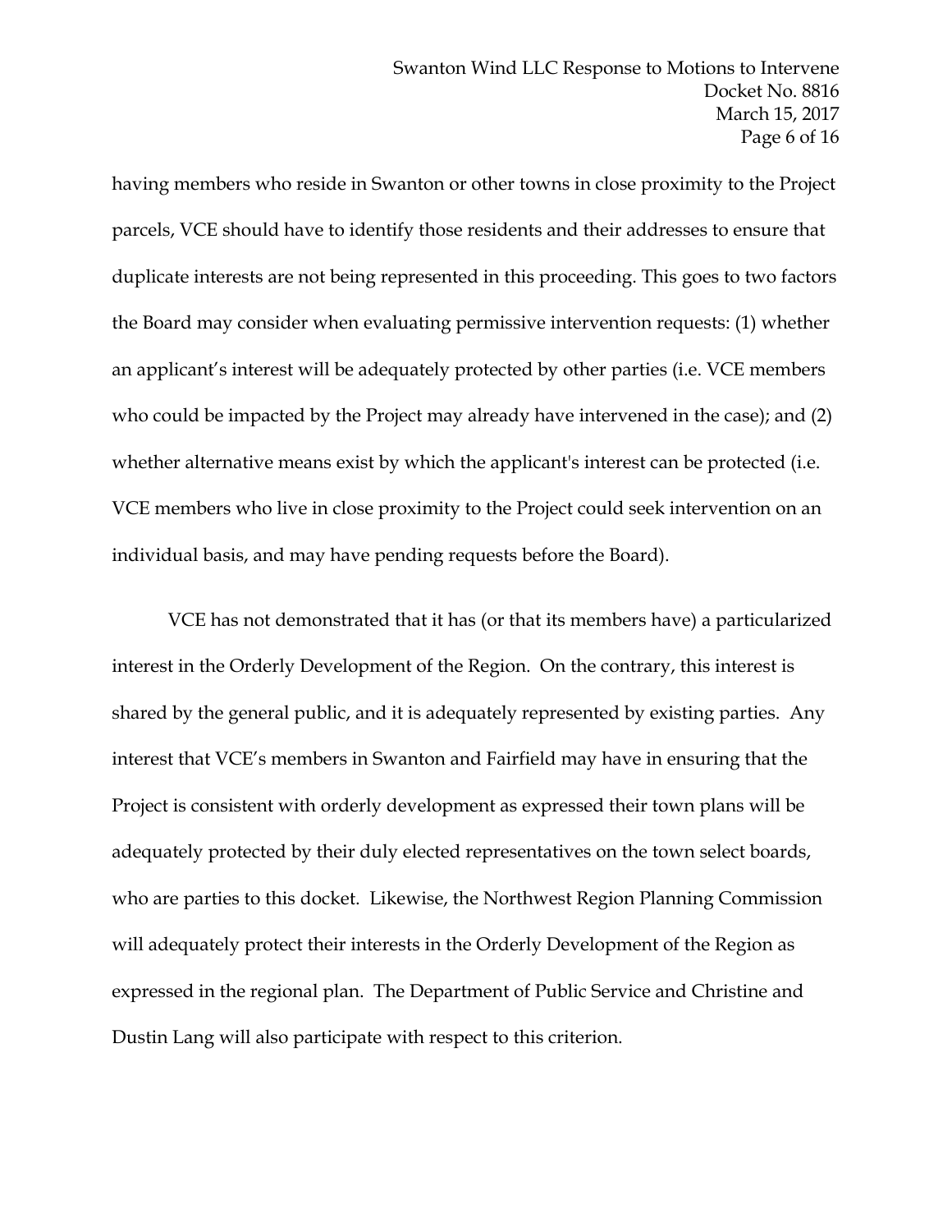having members who reside in Swanton or other towns in close proximity to the Project parcels, VCE should have to identify those residents and their addresses to ensure that duplicate interests are not being represented in this proceeding. This goes to two factors the Board may consider when evaluating permissive intervention requests: (1) whether an applicant's interest will be adequately protected by other parties (i.e. VCE members who could be impacted by the Project may already have intervened in the case); and (2) whether alternative means exist by which the applicant's interest can be protected (i.e. VCE members who live in close proximity to the Project could seek intervention on an individual basis, and may have pending requests before the Board).

VCE has not demonstrated that it has (or that its members have) a particularized interest in the Orderly Development of the Region. On the contrary, this interest is shared by the general public, and it is adequately represented by existing parties. Any interest that VCE's members in Swanton and Fairfield may have in ensuring that the Project is consistent with orderly development as expressed their town plans will be adequately protected by their duly elected representatives on the town select boards, who are parties to this docket. Likewise, the Northwest Region Planning Commission will adequately protect their interests in the Orderly Development of the Region as expressed in the regional plan. The Department of Public Service and Christine and Dustin Lang will also participate with respect to this criterion.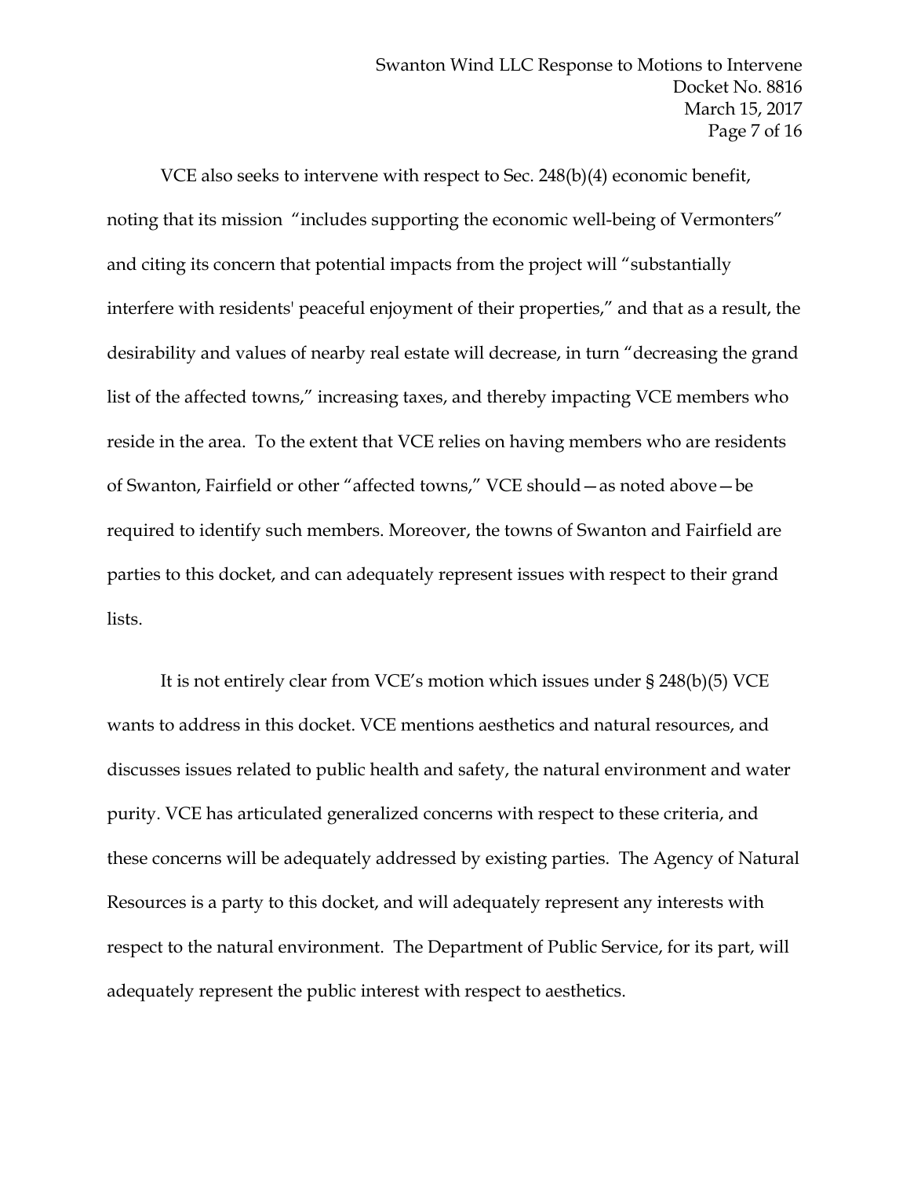VCE also seeks to intervene with respect to Sec. 248(b)(4) economic benefit, noting that its mission "includes supporting the economic well-being of Vermonters" and citing its concern that potential impacts from the project will "substantially interfere with residents' peaceful enjoyment of their properties," and that as a result, the desirability and values of nearby real estate will decrease, in turn "decreasing the grand list of the affected towns," increasing taxes, and thereby impacting VCE members who reside in the area. To the extent that VCE relies on having members who are residents of Swanton, Fairfield or other "affected towns," VCE should—as noted above—be required to identify such members. Moreover, the towns of Swanton and Fairfield are parties to this docket, and can adequately represent issues with respect to their grand lists.

It is not entirely clear from VCE's motion which issues under § 248(b)(5) VCE wants to address in this docket. VCE mentions aesthetics and natural resources, and discusses issues related to public health and safety, the natural environment and water purity. VCE has articulated generalized concerns with respect to these criteria, and these concerns will be adequately addressed by existing parties. The Agency of Natural Resources is a party to this docket, and will adequately represent any interests with respect to the natural environment. The Department of Public Service, for its part, will adequately represent the public interest with respect to aesthetics.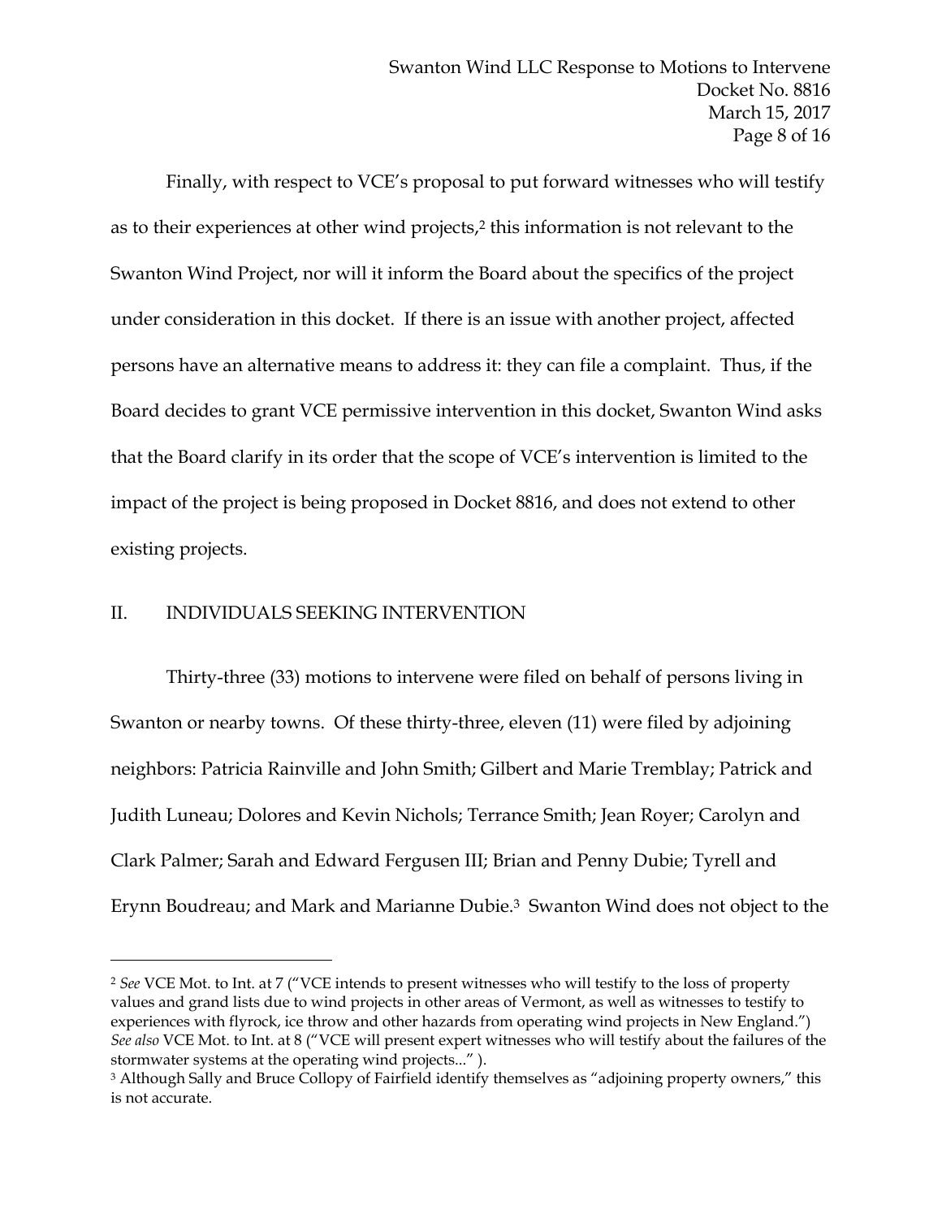Finally, with respect to VCE's proposal to put forward witnesses who will testify as to their experiences at other wind projects,[2] this information is not relevant to the Swanton Wind Project, nor will it inform the Board about the specifics of the project under consideration in this docket. If there is an issue with another project, affected persons have an alternative means to address it: they can file a complaint. Thus, if the Board decides to grant VCE permissive intervention in this docket, Swanton Wind asks that the Board clarify in its order that the scope of VCE's intervention is limited to the impact of the project is being proposed in Docket 8816, and does not extend to other existing projects.

## II. INDIVIDUALS SEEKING INTERVENTION

Thirty-three (33) motions to intervene were filed on behalf of persons living in Swanton or nearby towns. Of these thirty-three, eleven (11) were filed by adjoining neighbors: Patricia Rainville and John Smith; Gilbert and Marie Tremblay; Patrick and Judith Luneau; Dolores and Kevin Nichols; Terrance Smith; Jean Royer; Carolyn and Clark Palmer; Sarah and Edward Fergusen III; Brian and Penny Dubie; Tyrell and Erynn Boudreau; and Mark and Marianne Dubie.[3] Swanton Wind does not object to the

---

[2] *See* VCE Mot. to Int. at 7 ("VCE intends to present witnesses who will testify to the loss of property values and grand lists due to wind projects in other areas of Vermont, as well as witnesses to testify to experiences with flyrock, ice throw and other hazards from operating wind projects in New England.") *See also* VCE Mot. to Int. at 8 ("VCE will present expert witnesses who will testify about the failures of the stormwater systems at the operating wind projects..." ).

[3] Although Sally and Bruce Collopy of Fairfield identify themselves as "adjoining property owners," this is not accurate.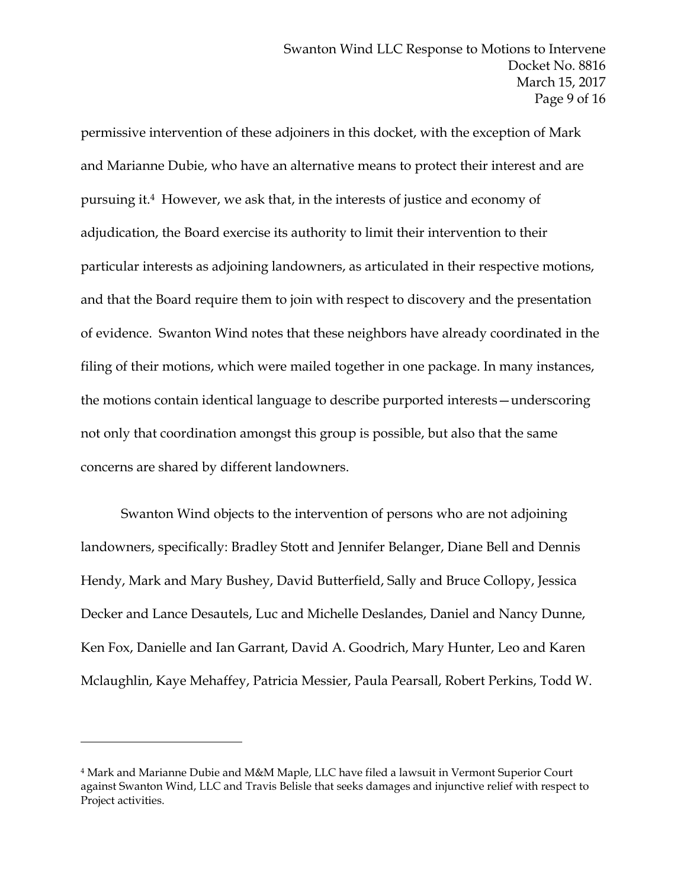permissive intervention of these adjoiners in this docket, with the exception of Mark and Marianne Dubie, who have an alternative means to protect their interest and are pursuing it.[4] However, we ask that, in the interests of justice and economy of adjudication, the Board exercise its authority to limit their intervention to their particular interests as adjoining landowners, as articulated in their respective motions, and that the Board require them to join with respect to discovery and the presentation of evidence. Swanton Wind notes that these neighbors have already coordinated in the filing of their motions, which were mailed together in one package. In many instances, the motions contain identical language to describe purported interests—underscoring not only that coordination amongst this group is possible, but also that the same concerns are shared by different landowners.

Swanton Wind objects to the intervention of persons who are not adjoining landowners, specifically: Bradley Stott and Jennifer Belanger, Diane Bell and Dennis Hendy, Mark and Mary Bushey, David Butterfield, Sally and Bruce Collopy, Jessica Decker and Lance Desautels, Luc and Michelle Deslandes, Daniel and Nancy Dunne, Ken Fox, Danielle and Ian Garrant, David A. Goodrich, Mary Hunter, Leo and Karen Mclaughlin, Kaye Mehaffey, Patricia Messier, Paula Pearsall, Robert Perkins, Todd W.

---

[4] Mark and Marianne Dubie and M&M Maple, LLC have filed a lawsuit in Vermont Superior Court against Swanton Wind, LLC and Travis Belisle that seeks damages and injunctive relief with respect to Project activities.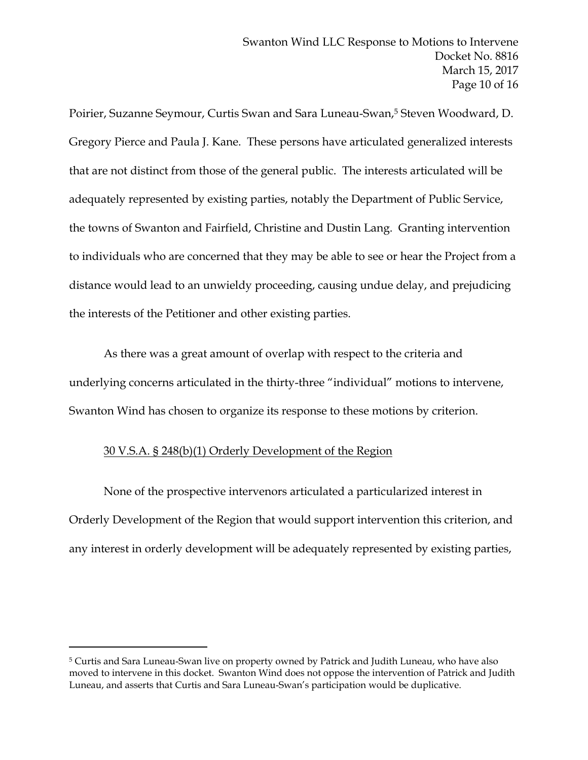Poirier, Suzanne Seymour, Curtis Swan and Sara Luneau-Swan,[5] Steven Woodward, D. Gregory Pierce and Paula J. Kane. These persons have articulated generalized interests that are not distinct from those of the general public. The interests articulated will be adequately represented by existing parties, notably the Department of Public Service, the towns of Swanton and Fairfield, Christine and Dustin Lang. Granting intervention to individuals who are concerned that they may be able to see or hear the Project from a distance would lead to an unwieldy proceeding, causing undue delay, and prejudicing the interests of the Petitioner and other existing parties.

As there was a great amount of overlap with respect to the criteria and underlying concerns articulated in the thirty-three "individual" motions to intervene, Swanton Wind has chosen to organize its response to these motions by criterion.

<u>30 V.S.A. § 248(b)(1) Orderly Development of the Region</u>

None of the prospective intervenors articulated a particularized interest in Orderly Development of the Region that would support intervention this criterion, and any interest in orderly development will be adequately represented by existing parties,

---

[5] Curtis and Sara Luneau-Swan live on property owned by Patrick and Judith Luneau, who have also moved to intervene in this docket. Swanton Wind does not oppose the intervention of Patrick and Judith Luneau, and asserts that Curtis and Sara Luneau-Swan's participation would be duplicative.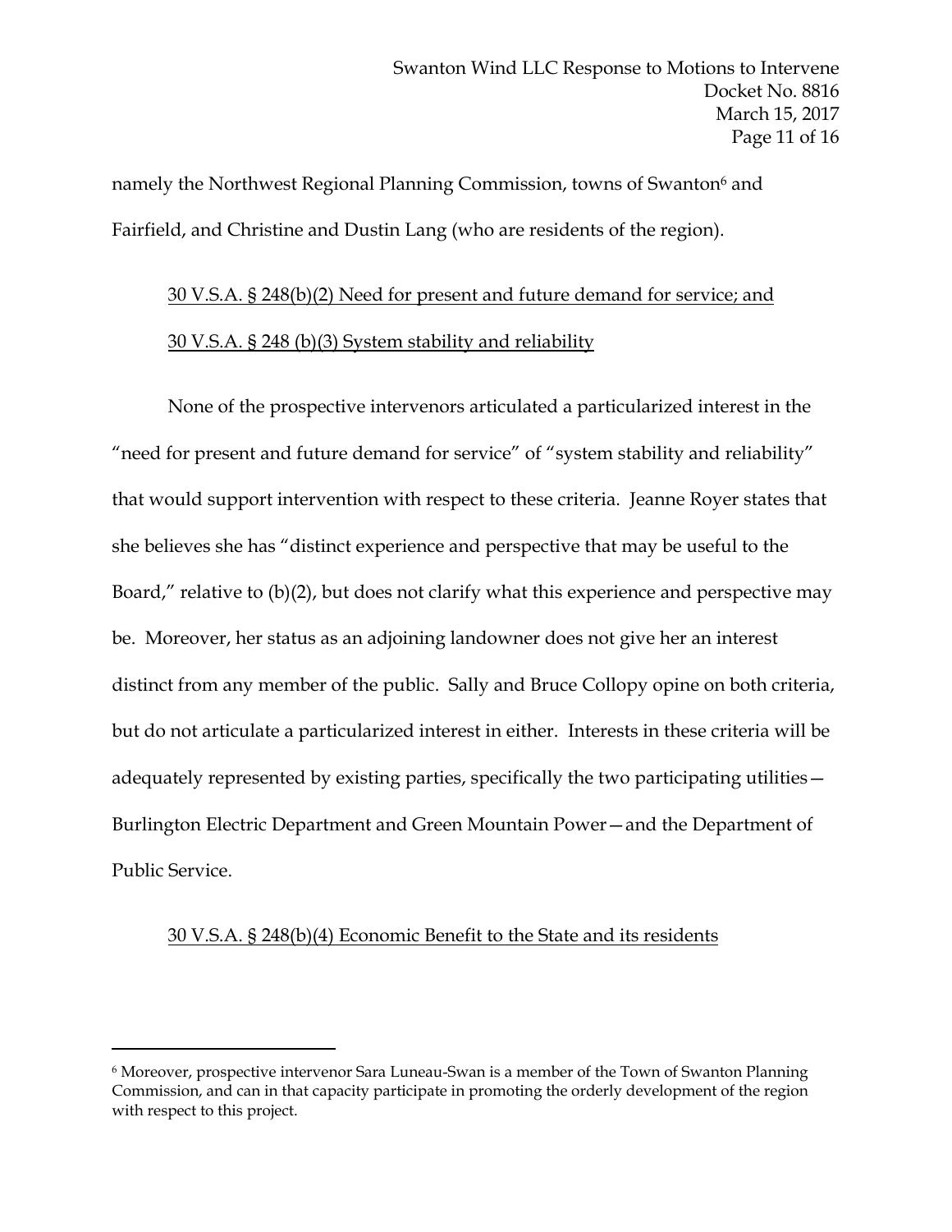namely the Northwest Regional Planning Commission, towns of Swanton[6] and Fairfield, and Christine and Dustin Lang (who are residents of the region).

30 V.S.A. § 248(b)(2) Need for present and future demand for service; and 30 V.S.A. § 248 (b)(3) System stability and reliability

None of the prospective intervenors articulated a particularized interest in the "need for present and future demand for service" of "system stability and reliability" that would support intervention with respect to these criteria. Jeanne Royer states that she believes she has "distinct experience and perspective that may be useful to the Board," relative to (b)(2), but does not clarify what this experience and perspective may be. Moreover, her status as an adjoining landowner does not give her an interest distinct from any member of the public. Sally and Bruce Collopy opine on both criteria, but do not articulate a particularized interest in either. Interests in these criteria will be adequately represented by existing parties, specifically the two participating utilities—Burlington Electric Department and Green Mountain Power—and the Department of Public Service.

30 V.S.A. § 248(b)(4) Economic Benefit to the State and its residents

---

[6] Moreover, prospective intervenor Sara Luneau-Swan is a member of the Town of Swanton Planning Commission, and can in that capacity participate in promoting the orderly development of the region with respect to this project.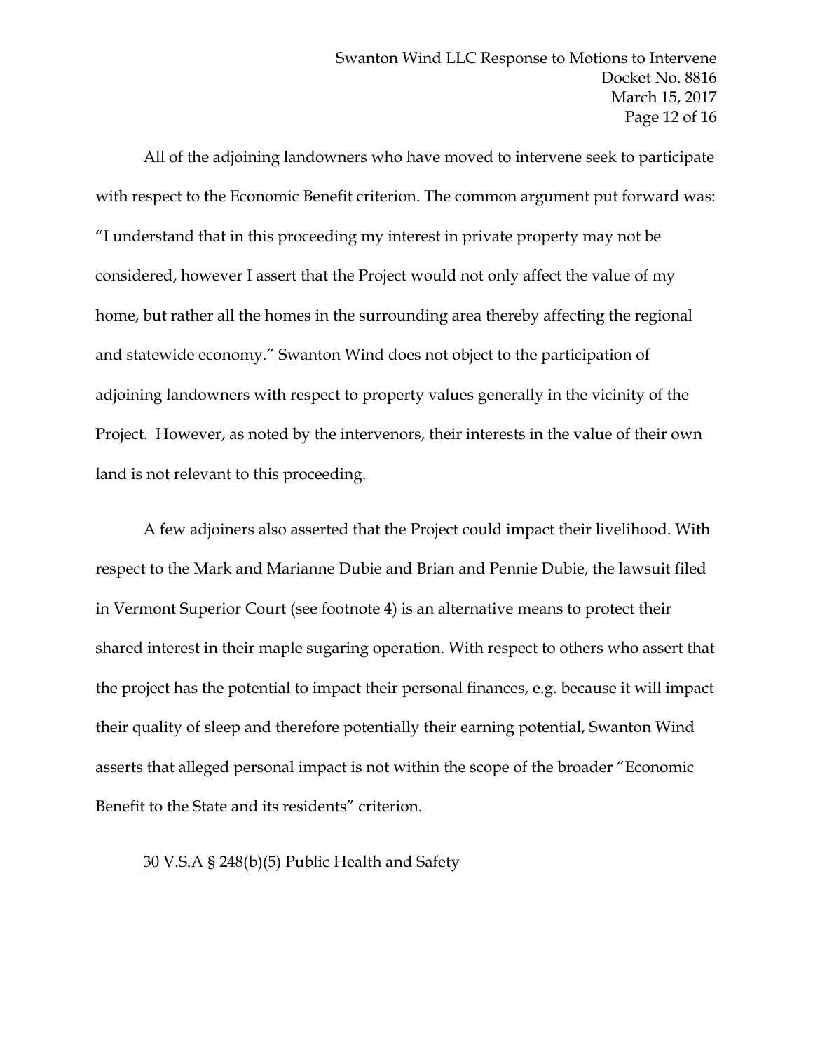All of the adjoining landowners who have moved to intervene seek to participate with respect to the Economic Benefit criterion. The common argument put forward was: "I understand that in this proceeding my interest in private property may not be considered, however I assert that the Project would not only affect the value of my home, but rather all the homes in the surrounding area thereby affecting the regional and statewide economy." Swanton Wind does not object to the participation of adjoining landowners with respect to property values generally in the vicinity of the Project. However, as noted by the intervenors, their interests in the value of their own land is not relevant to this proceeding.

A few adjoiners also asserted that the Project could impact their livelihood. With respect to the Mark and Marianne Dubie and Brian and Pennie Dubie, the lawsuit filed in Vermont Superior Court (see footnote 4) is an alternative means to protect their shared interest in their maple sugaring operation. With respect to others who assert that the project has the potential to impact their personal finances, e.g. because it will impact their quality of sleep and therefore potentially their earning potential, Swanton Wind asserts that alleged personal impact is not within the scope of the broader "Economic Benefit to the State and its residents" criterion.

<u>30 V.S.A § 248(b)(5) Public Health and Safety</u>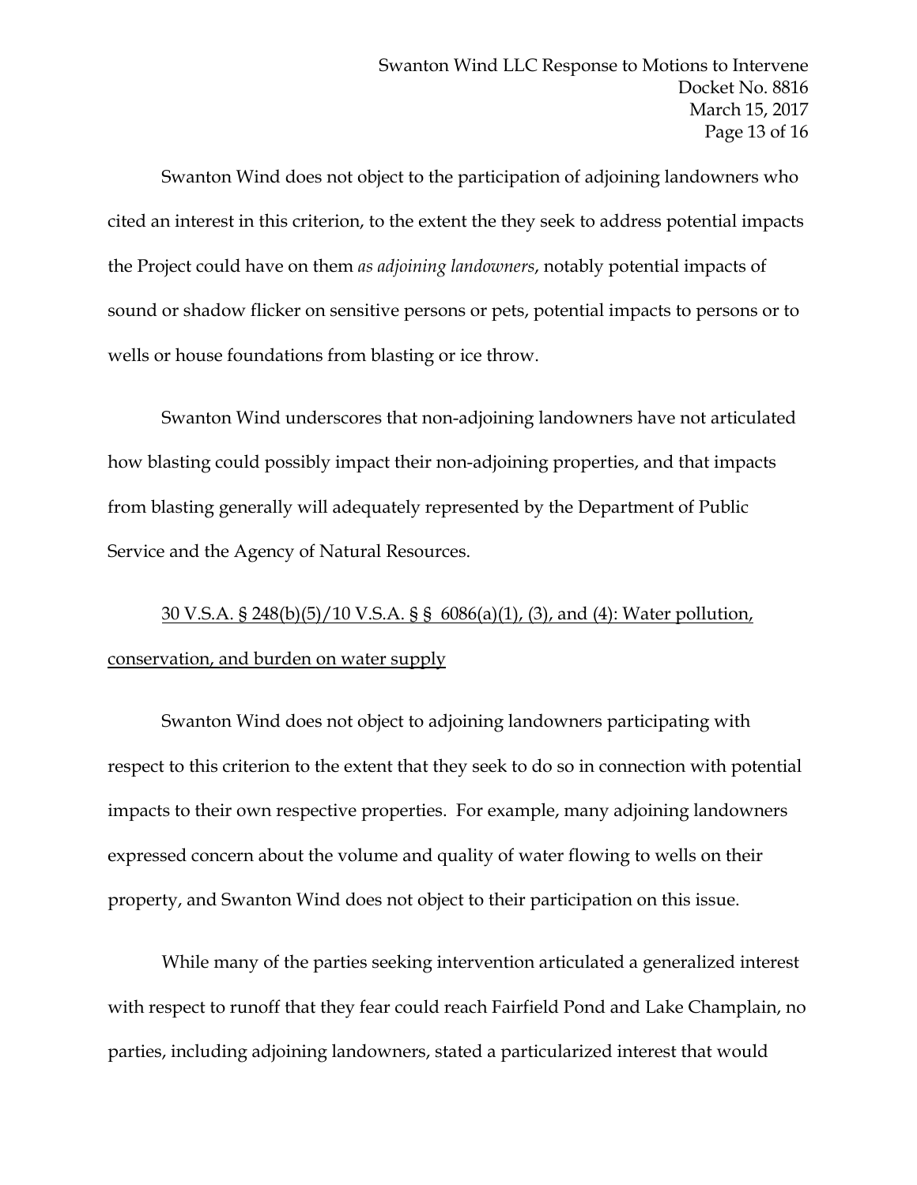Swanton Wind does not object to the participation of adjoining landowners who cited an interest in this criterion, to the extent the they seek to address potential impacts the Project could have on them *as adjoining landowners*, notably potential impacts of sound or shadow flicker on sensitive persons or pets, potential impacts to persons or to wells or house foundations from blasting or ice throw.

Swanton Wind underscores that non-adjoining landowners have not articulated how blasting could possibly impact their non-adjoining properties, and that impacts from blasting generally will adequately represented by the Department of Public Service and the Agency of Natural Resources.

<u>30 V.S.A. § 248(b)(5)/10 V.S.A. § § 6086(a)(1), (3), and (4): Water pollution, conservation, and burden on water supply</u>

Swanton Wind does not object to adjoining landowners participating with respect to this criterion to the extent that they seek to do so in connection with potential impacts to their own respective properties. For example, many adjoining landowners expressed concern about the volume and quality of water flowing to wells on their property, and Swanton Wind does not object to their participation on this issue.

While many of the parties seeking intervention articulated a generalized interest with respect to runoff that they fear could reach Fairfield Pond and Lake Champlain, no parties, including adjoining landowners, stated a particularized interest that would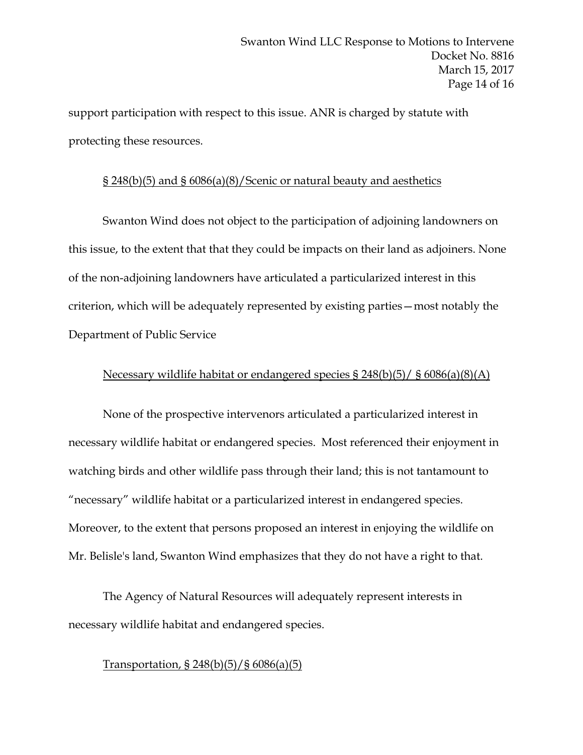support participation with respect to this issue. ANR is charged by statute with protecting these resources.

<u>§ 248(b)(5) and § 6086(a)(8)/Scenic or natural beauty and aesthetics</u>

Swanton Wind does not object to the participation of adjoining landowners on this issue, to the extent that that they could be impacts on their land as adjoiners. None of the non-adjoining landowners have articulated a particularized interest in this criterion, which will be adequately represented by existing parties—most notably the Department of Public Service

<u>Necessary wildlife habitat or endangered species § 248(b)(5)/ § 6086(a)(8)(A)</u>

None of the prospective intervenors articulated a particularized interest in necessary wildlife habitat or endangered species. Most referenced their enjoyment in watching birds and other wildlife pass through their land; this is not tantamount to "necessary" wildlife habitat or a particularized interest in endangered species. Moreover, to the extent that persons proposed an interest in enjoying the wildlife on Mr. Belisle's land, Swanton Wind emphasizes that they do not have a right to that.

The Agency of Natural Resources will adequately represent interests in necessary wildlife habitat and endangered species.

<u>Transportation, § 248(b)(5)/§ 6086(a)(5)</u>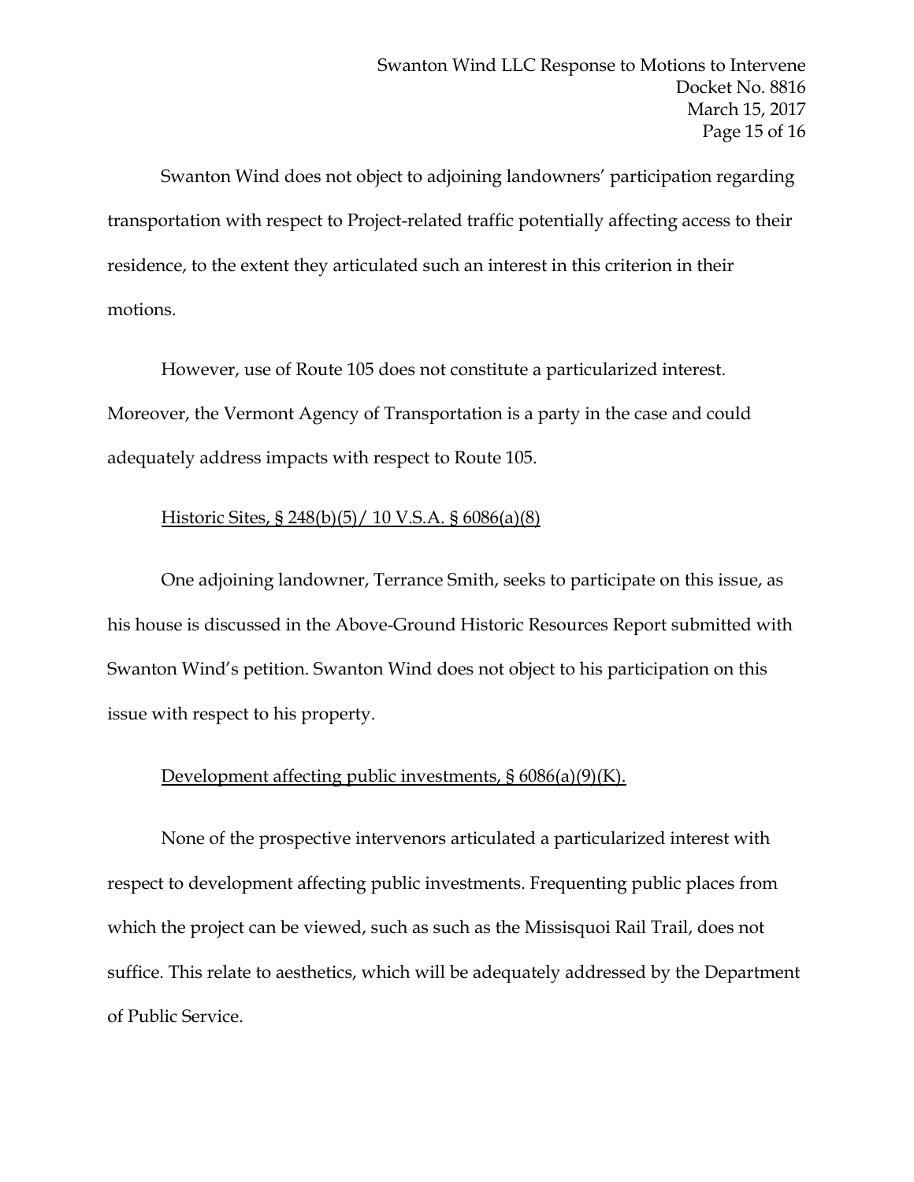Swanton Wind does not object to adjoining landowners' participation regarding transportation with respect to Project-related traffic potentially affecting access to their residence, to the extent they articulated such an interest in this criterion in their motions.

However, use of Route 105 does not constitute a particularized interest. Moreover, the Vermont Agency of Transportation is a party in the case and could adequately address impacts with respect to Route 105.

Historic Sites, § 248(b)(5)/ 10 V.S.A. § 6086(a)(8)

One adjoining landowner, Terrance Smith, seeks to participate on this issue, as his house is discussed in the Above-Ground Historic Resources Report submitted with Swanton Wind's petition. Swanton Wind does not object to his participation on this issue with respect to his property.

Development affecting public investments, § 6086(a)(9)(K).

None of the prospective intervenors articulated a particularized interest with respect to development affecting public investments. Frequenting public places from which the project can be viewed, such as such as the Missisquoi Rail Trail, does not suffice. This relate to aesthetics, which will be adequately addressed by the Department of Public Service.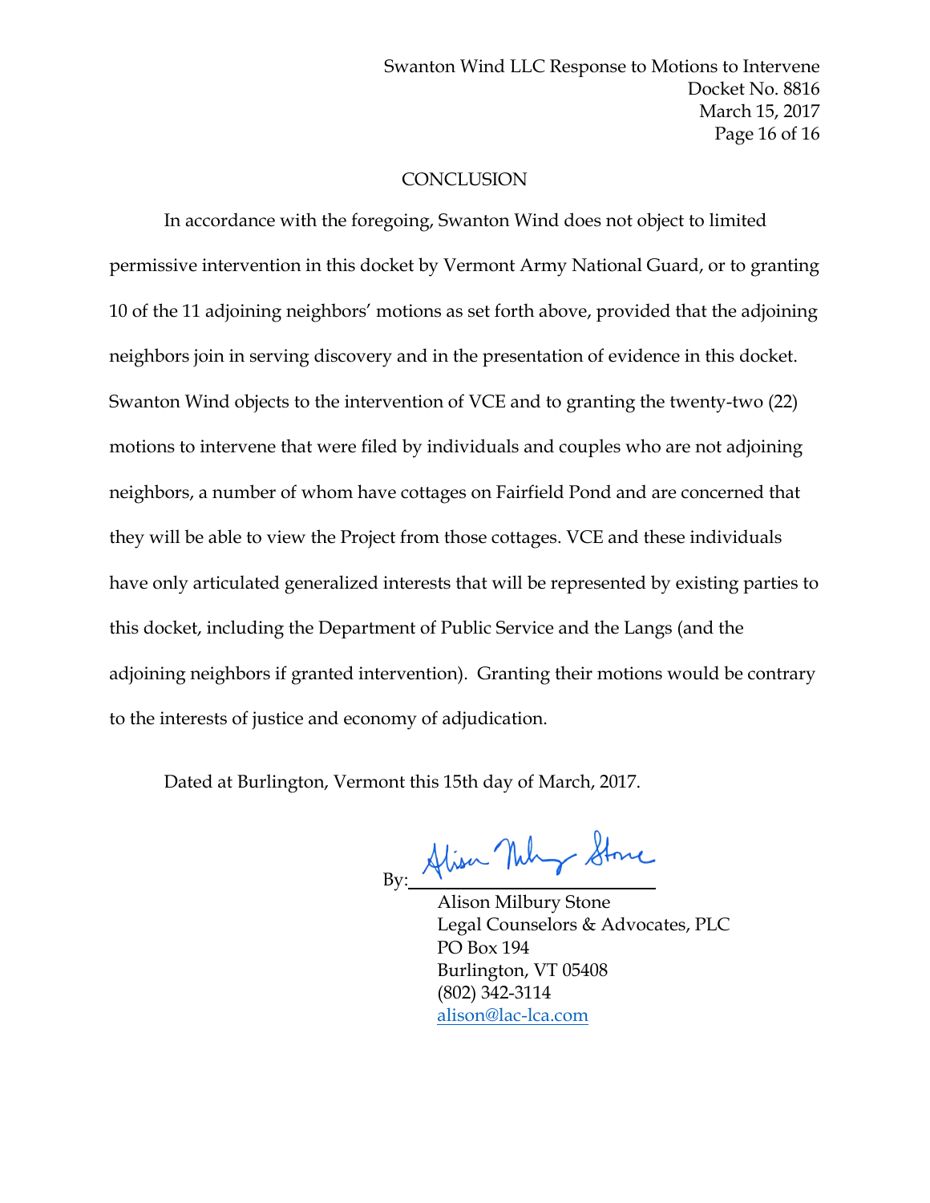## CONCLUSION

In accordance with the foregoing, Swanton Wind does not object to limited permissive intervention in this docket by Vermont Army National Guard, or to granting 10 of the 11 adjoining neighbors' motions as set forth above, provided that the adjoining neighbors join in serving discovery and in the presentation of evidence in this docket. Swanton Wind objects to the intervention of VCE and to granting the twenty-two (22) motions to intervene that were filed by individuals and couples who are not adjoining neighbors, a number of whom have cottages on Fairfield Pond and are concerned that they will be able to view the Project from those cottages. VCE and these individuals have only articulated generalized interests that will be represented by existing parties to this docket, including the Department of Public Service and the Langs (and the adjoining neighbors if granted intervention). Granting their motions would be contrary to the interests of justice and economy of adjudication.

Dated at Burlington, Vermont this 15th day of March, 2017.

By: Alison Milbury Stone

Alison Milbury Stone
Legal Counselors & Advocates, PLC
PO Box 194
Burlington, VT 05408
(802) 342-3114
alison@lac-lca.com